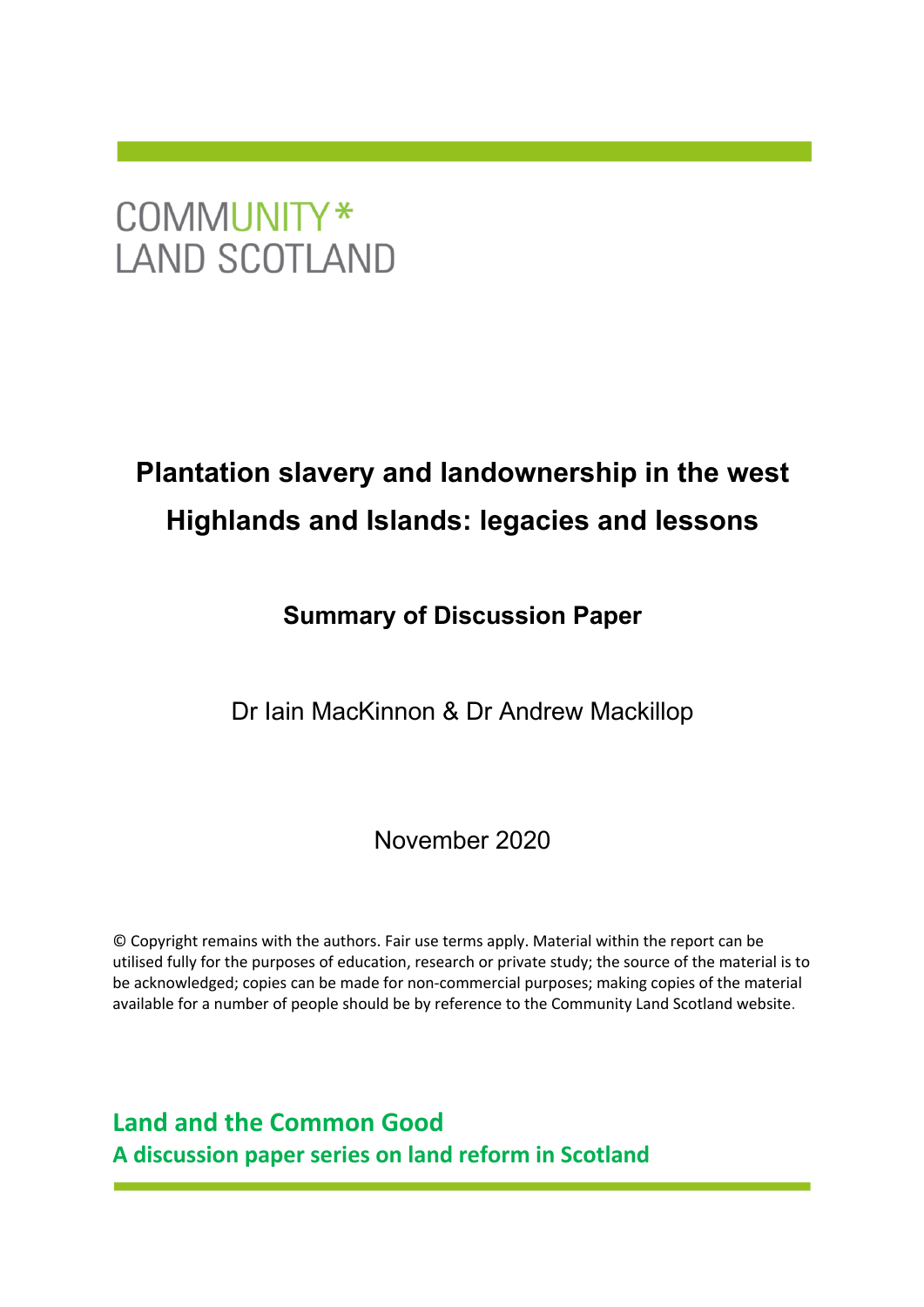COMMUNITY*
LAND SCOTLAND

# Plantation slavery and landownership in the west Highlands and Islands: legacies and lessons

## Summary of Discussion Paper

Dr Iain MacKinnon & Dr Andrew Mackillop

November 2020

© Copyright remains with the authors. Fair use terms apply. Material within the report can be utilised fully for the purposes of education, research or private study; the source of the material is to be acknowledged; copies can be made for non-commercial purposes; making copies of the material available for a number of people should be by reference to the Community Land Scotland website.

**Land and the Common Good**
**A discussion paper series on land reform in Scotland**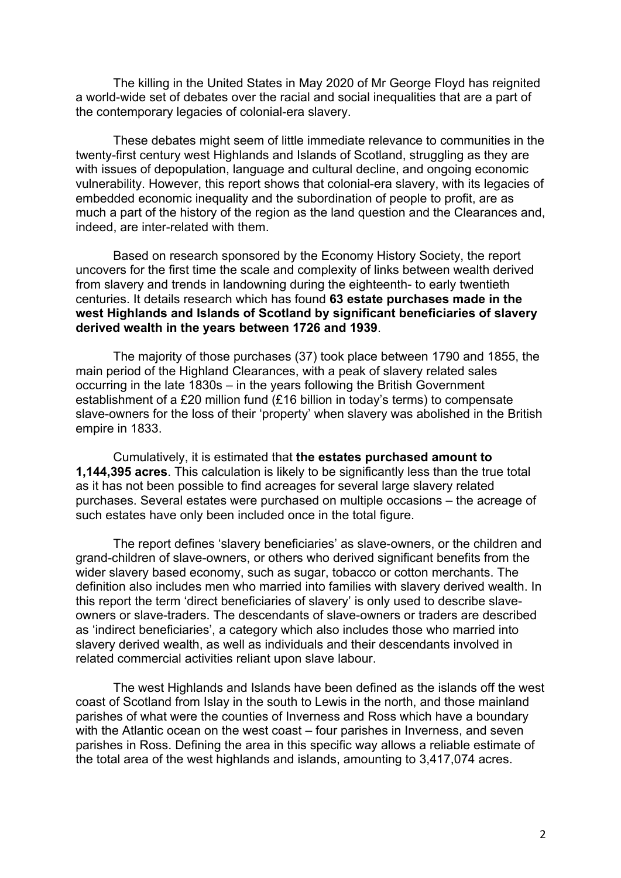The killing in the United States in May 2020 of Mr George Floyd has reignited a world-wide set of debates over the racial and social inequalities that are a part of the contemporary legacies of colonial-era slavery.

These debates might seem of little immediate relevance to communities in the twenty-first century west Highlands and Islands of Scotland, struggling as they are with issues of depopulation, language and cultural decline, and ongoing economic vulnerability. However, this report shows that colonial-era slavery, with its legacies of embedded economic inequality and the subordination of people to profit, are as much a part of the history of the region as the land question and the Clearances and, indeed, are inter-related with them.

Based on research sponsored by the Economy History Society, the report uncovers for the first time the scale and complexity of links between wealth derived from slavery and trends in landowning during the eighteenth- to early twentieth centuries. It details research which has found **63 estate purchases made in the west Highlands and Islands of Scotland by significant beneficiaries of slavery derived wealth in the years between 1726 and 1939**.

The majority of those purchases (37) took place between 1790 and 1855, the main period of the Highland Clearances, with a peak of slavery related sales occurring in the late 1830s – in the years following the British Government establishment of a £20 million fund (£16 billion in today's terms) to compensate slave-owners for the loss of their 'property' when slavery was abolished in the British empire in 1833.

Cumulatively, it is estimated that **the estates purchased amount to 1,144,395 acres**. This calculation is likely to be significantly less than the true total as it has not been possible to find acreages for several large slavery related purchases. Several estates were purchased on multiple occasions – the acreage of such estates have only been included once in the total figure.

The report defines 'slavery beneficiaries' as slave-owners, or the children and grand-children of slave-owners, or others who derived significant benefits from the wider slavery based economy, such as sugar, tobacco or cotton merchants. The definition also includes men who married into families with slavery derived wealth. In this report the term 'direct beneficiaries of slavery' is only used to describe slave-owners or slave-traders. The descendants of slave-owners or traders are described as 'indirect beneficiaries', a category which also includes those who married into slavery derived wealth, as well as individuals and their descendants involved in related commercial activities reliant upon slave labour.

The west Highlands and Islands have been defined as the islands off the west coast of Scotland from Islay in the south to Lewis in the north, and those mainland parishes of what were the counties of Inverness and Ross which have a boundary with the Atlantic ocean on the west coast – four parishes in Inverness, and seven parishes in Ross. Defining the area in this specific way allows a reliable estimate of the total area of the west highlands and islands, amounting to 3,417,074 acres.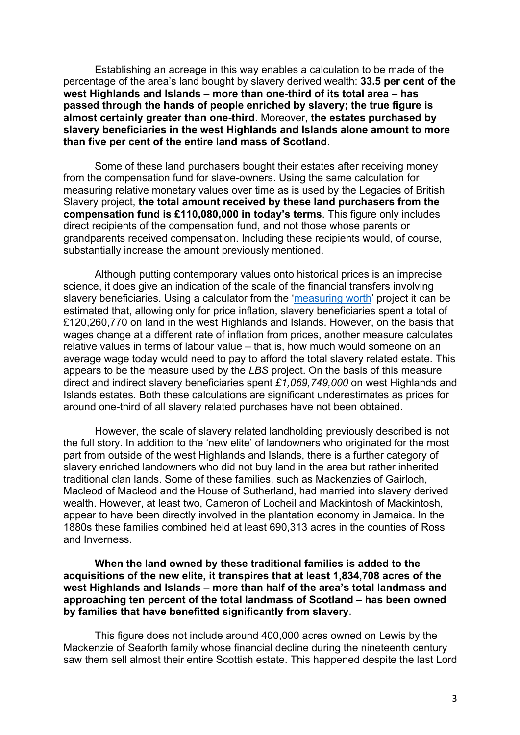Establishing an acreage in this way enables a calculation to be made of the percentage of the area's land bought by slavery derived wealth: **33.5 per cent of the west Highlands and Islands – more than one-third of its total area – has passed through the hands of people enriched by slavery; the true figure is almost certainly greater than one-third**. Moreover, **the estates purchased by slavery beneficiaries in the west Highlands and Islands alone amount to more than five per cent of the entire land mass of Scotland**.

Some of these land purchasers bought their estates after receiving money from the compensation fund for slave-owners. Using the same calculation for measuring relative monetary values over time as is used by the Legacies of British Slavery project, **the total amount received by these land purchasers from the compensation fund is £110,080,000 in today's terms**. This figure only includes direct recipients of the compensation fund, and not those whose parents or grandparents received compensation. Including these recipients would, of course, substantially increase the amount previously mentioned.

Although putting contemporary values onto historical prices is an imprecise science, it does give an indication of the scale of the financial transfers involving slavery beneficiaries. Using a calculator from the 'measuring worth' project it can be estimated that, allowing only for price inflation, slavery beneficiaries spent a total of £120,260,770 on land in the west Highlands and Islands. However, on the basis that wages change at a different rate of inflation from prices, another measure calculates relative values in terms of labour value – that is, how much would someone on an average wage today would need to pay to afford the total slavery related estate. This appears to be the measure used by the *LBS* project. On the basis of this measure direct and indirect slavery beneficiaries spent *£1,069,749,000* on west Highlands and Islands estates. Both these calculations are significant underestimates as prices for around one-third of all slavery related purchases have not been obtained.

However, the scale of slavery related landholding previously described is not the full story. In addition to the 'new elite' of landowners who originated for the most part from outside of the west Highlands and Islands, there is a further category of slavery enriched landowners who did not buy land in the area but rather inherited traditional clan lands. Some of these families, such as Mackenzies of Gairloch, Macleod of Macleod and the House of Sutherland, had married into slavery derived wealth. However, at least two, Cameron of Locheil and Mackintosh of Mackintosh, appear to have been directly involved in the plantation economy in Jamaica. In the 1880s these families combined held at least 690,313 acres in the counties of Ross and Inverness.

**When the land owned by these traditional families is added to the acquisitions of the new elite, it transpires that at least 1,834,708 acres of the west Highlands and Islands – more than half of the area's total landmass and approaching ten percent of the total landmass of Scotland – has been owned by families that have benefitted significantly from slavery**.

This figure does not include around 400,000 acres owned on Lewis by the Mackenzie of Seaforth family whose financial decline during the nineteenth century saw them sell almost their entire Scottish estate. This happened despite the last Lord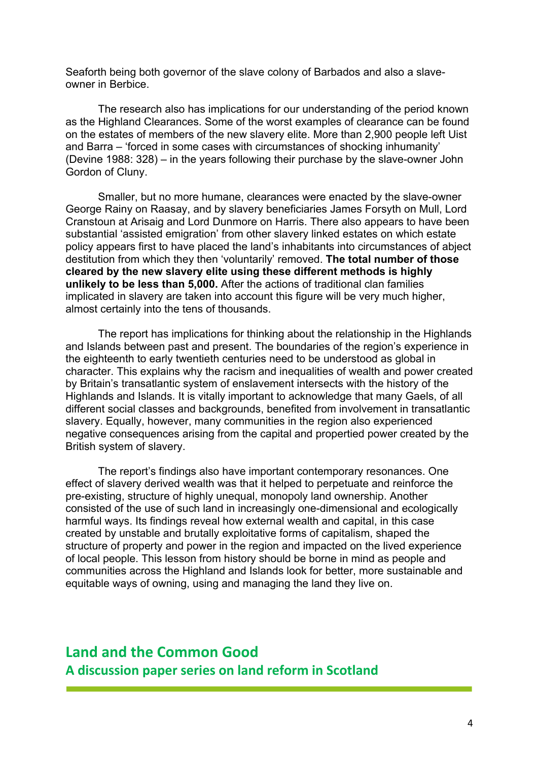Seaforth being both governor of the slave colony of Barbados and also a slave-owner in Berbice.

The research also has implications for our understanding of the period known as the Highland Clearances. Some of the worst examples of clearance can be found on the estates of members of the new slavery elite. More than 2,900 people left Uist and Barra – 'forced in some cases with circumstances of shocking inhumanity' (Devine 1988: 328) – in the years following their purchase by the slave-owner John Gordon of Cluny.

Smaller, but no more humane, clearances were enacted by the slave-owner George Rainy on Raasay, and by slavery beneficiaries James Forsyth on Mull, Lord Cranstoun at Arisaig and Lord Dunmore on Harris. There also appears to have been substantial 'assisted emigration' from other slavery linked estates on which estate policy appears first to have placed the land's inhabitants into circumstances of abject destitution from which they then 'voluntarily' removed. **The total number of those cleared by the new slavery elite using these different methods is highly unlikely to be less than 5,000.** After the actions of traditional clan families implicated in slavery are taken into account this figure will be very much higher, almost certainly into the tens of thousands.

The report has implications for thinking about the relationship in the Highlands and Islands between past and present. The boundaries of the region's experience in the eighteenth to early twentieth centuries need to be understood as global in character. This explains why the racism and inequalities of wealth and power created by Britain's transatlantic system of enslavement intersects with the history of the Highlands and Islands. It is vitally important to acknowledge that many Gaels, of all different social classes and backgrounds, benefited from involvement in transatlantic slavery. Equally, however, many communities in the region also experienced negative consequences arising from the capital and propertied power created by the British system of slavery.

The report's findings also have important contemporary resonances. One effect of slavery derived wealth was that it helped to perpetuate and reinforce the pre-existing, structure of highly unequal, monopoly land ownership. Another consisted of the use of such land in increasingly one-dimensional and ecologically harmful ways. Its findings reveal how external wealth and capital, in this case created by unstable and brutally exploitative forms of capitalism, shaped the structure of property and power in the region and impacted on the lived experience of local people. This lesson from history should be borne in mind as people and communities across the Highland and Islands look for better, more sustainable and equitable ways of owning, using and managing the land they live on.

## Land and the Common Good
### A discussion paper series on land reform in Scotland